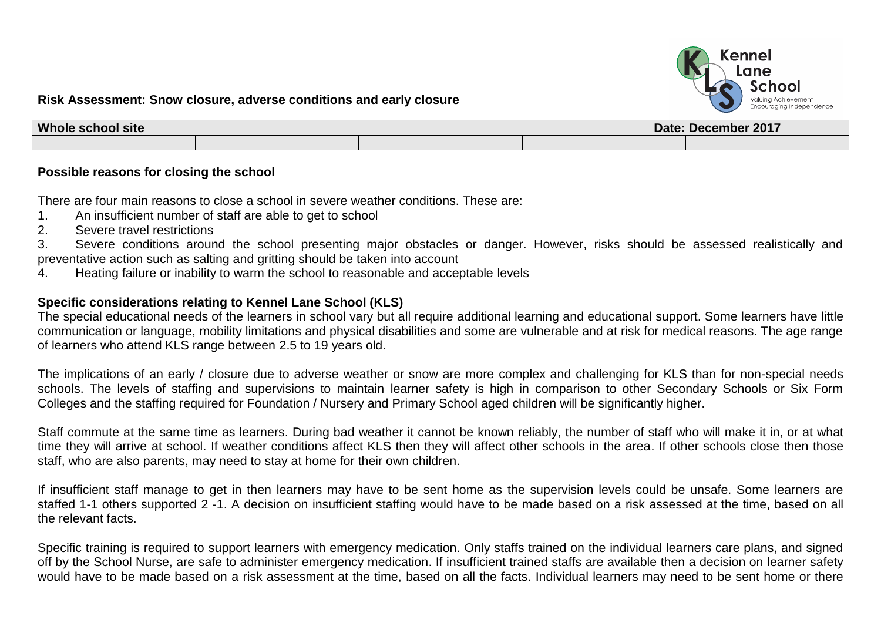**Risk Assessment: Snow closure, adverse conditions and early closure**

| **Whole school site** | | | | **Date: December 2017** |
|---|---|---|---|---|
| | | | | |

### Possible reasons for closing the school

There are four main reasons to close a school in severe weather conditions. These are:

1. An insufficient number of staff are able to get to school
2. Severe travel restrictions
3. Severe conditions around the school presenting major obstacles or danger. However, risks should be assessed realistically and preventative action such as salting and gritting should be taken into account
4. Heating failure or inability to warm the school to reasonable and acceptable levels

### Specific considerations relating to Kennel Lane School (KLS)

The special educational needs of the learners in school vary but all require additional learning and educational support. Some learners have little communication or language, mobility limitations and physical disabilities and some are vulnerable and at risk for medical reasons. The age range of learners who attend KLS range between 2.5 to 19 years old.

The implications of an early / closure due to adverse weather or snow are more complex and challenging for KLS than for non-special needs schools. The levels of staffing and supervisions to maintain learner safety is high in comparison to other Secondary Schools or Six Form Colleges and the staffing required for Foundation / Nursery and Primary School aged children will be significantly higher.

Staff commute at the same time as learners. During bad weather it cannot be known reliably, the number of staff who will make it in, or at what time they will arrive at school. If weather conditions affect KLS then they will affect other schools in the area. If other schools close then those staff, who are also parents, may need to stay at home for their own children.

If insufficient staff manage to get in then learners may have to be sent home as the supervision levels could be unsafe. Some learners are staffed 1-1 others supported 2 -1. A decision on insufficient staffing would have to be made based on a risk assessed at the time, based on all the relevant facts.

Specific training is required to support learners with emergency medication. Only staffs trained on the individual learners care plans, and signed off by the School Nurse, are safe to administer emergency medication. If insufficient trained staffs are available then a decision on learner safety would have to be made based on a risk assessment at the time, based on all the facts. Individual learners may need to be sent home or there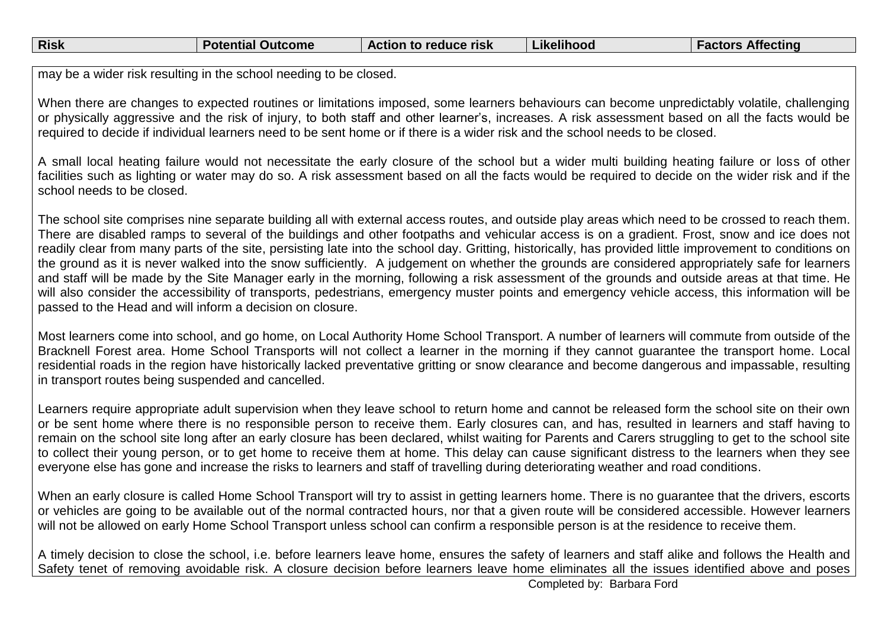| Risk | Potential Outcome | Action to reduce risk | Likelihood | Factors Affecting |
| --- | --- | --- | --- | --- |

may be a wider risk resulting in the school needing to be closed.

When there are changes to expected routines or limitations imposed, some learners behaviours can become unpredictably volatile, challenging or physically aggressive and the risk of injury, to both staff and other learner's, increases. A risk assessment based on all the facts would be required to decide if individual learners need to be sent home or if there is a wider risk and the school needs to be closed.

A small local heating failure would not necessitate the early closure of the school but a wider multi building heating failure or loss of other facilities such as lighting or water may do so. A risk assessment based on all the facts would be required to decide on the wider risk and if the school needs to be closed.

The school site comprises nine separate building all with external access routes, and outside play areas which need to be crossed to reach them. There are disabled ramps to several of the buildings and other footpaths and vehicular access is on a gradient. Frost, snow and ice does not readily clear from many parts of the site, persisting late into the school day. Gritting, historically, has provided little improvement to conditions on the ground as it is never walked into the snow sufficiently. A judgement on whether the grounds are considered appropriately safe for learners and staff will be made by the Site Manager early in the morning, following a risk assessment of the grounds and outside areas at that time. He will also consider the accessibility of transports, pedestrians, emergency muster points and emergency vehicle access, this information will be passed to the Head and will inform a decision on closure.

Most learners come into school, and go home, on Local Authority Home School Transport. A number of learners will commute from outside of the Bracknell Forest area. Home School Transports will not collect a learner in the morning if they cannot guarantee the transport home. Local residential roads in the region have historically lacked preventative gritting or snow clearance and become dangerous and impassable, resulting in transport routes being suspended and cancelled.

Learners require appropriate adult supervision when they leave school to return home and cannot be released form the school site on their own or be sent home where there is no responsible person to receive them. Early closures can, and has, resulted in learners and staff having to remain on the school site long after an early closure has been declared, whilst waiting for Parents and Carers struggling to get to the school site to collect their young person, or to get home to receive them at home. This delay can cause significant distress to the learners when they see everyone else has gone and increase the risks to learners and staff of travelling during deteriorating weather and road conditions.

When an early closure is called Home School Transport will try to assist in getting learners home. There is no guarantee that the drivers, escorts or vehicles are going to be available out of the normal contracted hours, nor that a given route will be considered accessible. However learners will not be allowed on early Home School Transport unless school can confirm a responsible person is at the residence to receive them.

A timely decision to close the school, i.e. before learners leave home, ensures the safety of learners and staff alike and follows the Health and Safety tenet of removing avoidable risk. A closure decision before learners leave home eliminates all the issues identified above and poses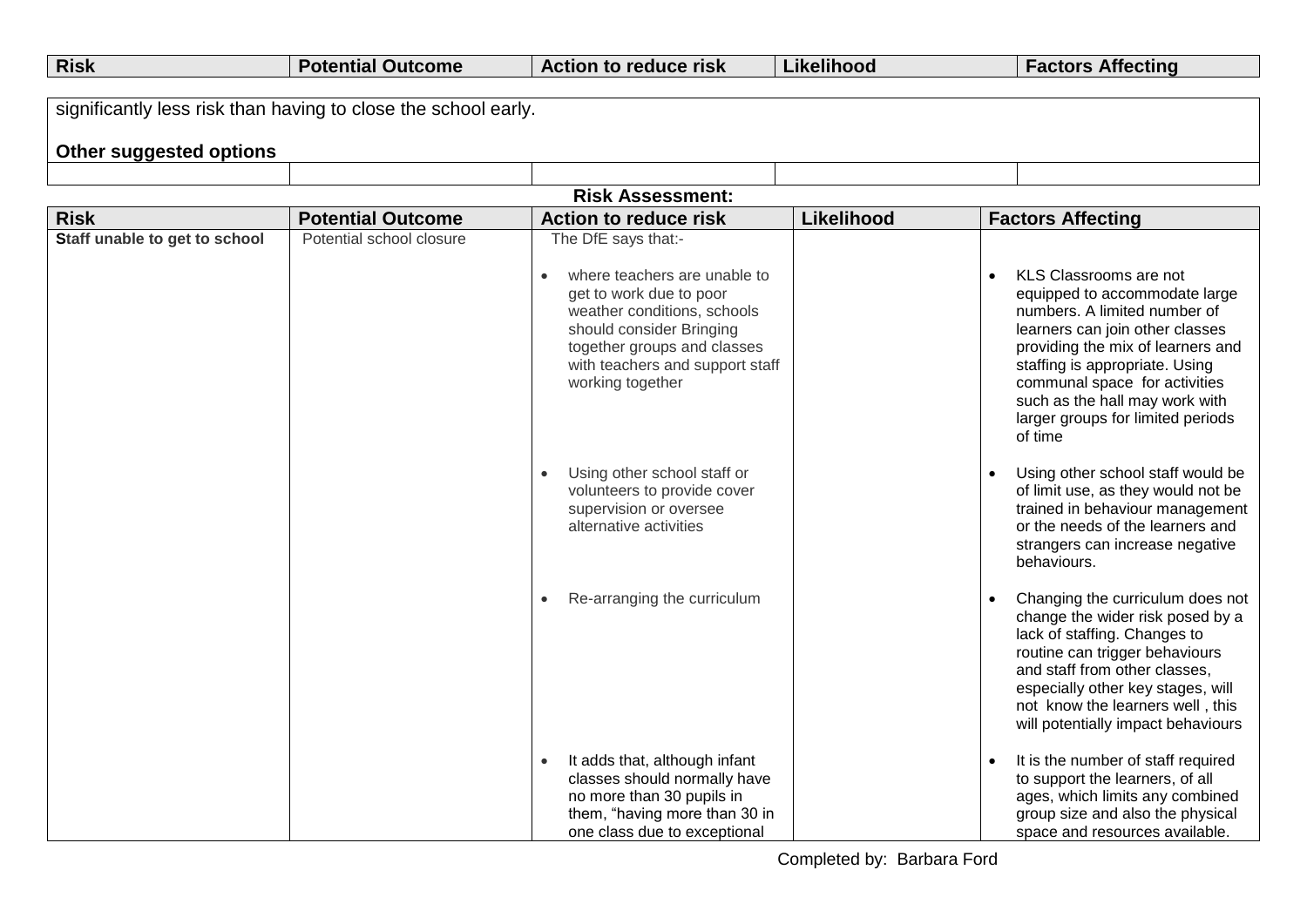| Risk | Potential Outcome | Action to reduce risk | Likelihood | Factors Affecting |
|---|---|---|---|---|

significantly less risk than having to close the school early.

**Other suggested options**

| | | | | |
|---|---|---|---|---|
| | | | | |

**Risk Assessment:**

| Risk | Potential Outcome | Action to reduce risk | Likelihood | Factors Affecting |
|---|---|---|---|---|
| **Staff unable to get to school** | Potential school closure | The DfE says that:- | | |
| | | • where teachers are unable to get to work due to poor weather conditions, schools should consider Bringing together groups and classes with teachers and support staff working together | | • KLS Classrooms are not equipped to accommodate large numbers. A limited number of learners can join other classes providing the mix of learners and staffing is appropriate. Using communal space for activities such as the hall may work with larger groups for limited periods of time |
| | | • Using other school staff or volunteers to provide cover supervision or oversee alternative activities | | • Using other school staff would be of limit use, as they would not be trained in behaviour management or the needs of the learners and strangers can increase negative behaviours. |
| | | • Re-arranging the curriculum | | • Changing the curriculum does not change the wider risk posed by a lack of staffing. Changes to routine can trigger behaviours and staff from other classes, especially other key stages, will not know the learners well , this will potentially impact behaviours |
| | | • It adds that, although infant classes should normally have no more than 30 pupils in them, "having more than 30 in one class due to exceptional | | • It is the number of staff required to support the learners, of all ages, which limits any combined group size and also the physical space and resources available. |

Completed by: Barbara Ford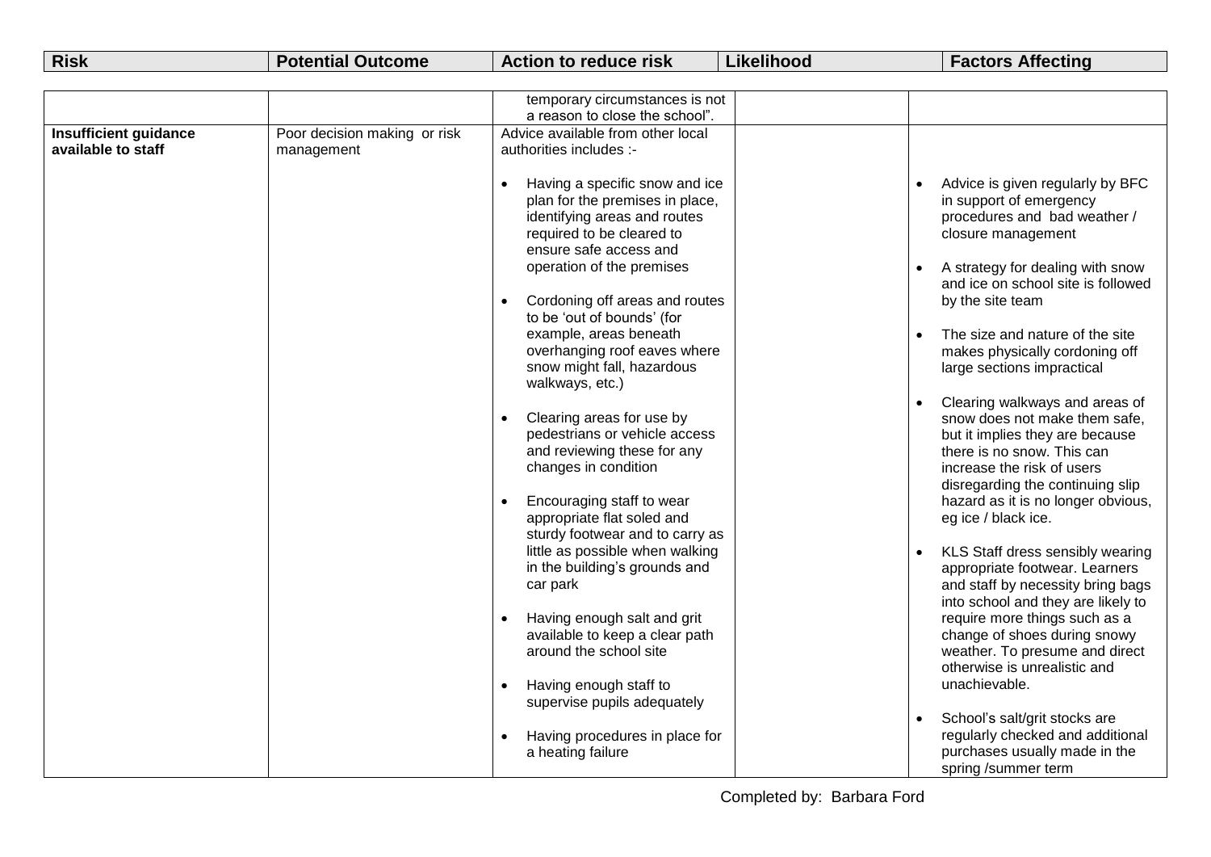| Risk | Potential Outcome | Action to reduce risk | Likelihood | Factors Affecting |
|---|---|---|---|---|
| | | temporary circumstances is not a reason to close the school". | | |
| **Insufficient guidance available to staff** | Poor decision making or risk management | Advice available from other local authorities includes :-<br><br>• Having a specific snow and ice plan for the premises in place, identifying areas and routes required to be cleared to ensure safe access and operation of the premises<br><br>• Cordoning off areas and routes to be 'out of bounds' (for example, areas beneath overhanging roof eaves where snow might fall, hazardous walkways, etc.)<br><br>• Clearing areas for use by pedestrians or vehicle access and reviewing these for any changes in condition<br><br>• Encouraging staff to wear appropriate flat soled and sturdy footwear and to carry as little as possible when walking in the building's grounds and car park<br><br>• Having enough salt and grit available to keep a clear path around the school site<br><br>• Having enough staff to supervise pupils adequately<br><br>• Having procedures in place for a heating failure | | • Advice is given regularly by BFC in support of emergency procedures and bad weather / closure management<br><br>• A strategy for dealing with snow and ice on school site is followed by the site team<br><br>• The size and nature of the site makes physically cordoning off large sections impractical<br><br>• Clearing walkways and areas of snow does not make them safe, but it implies they are because there is no snow. This can increase the risk of users disregarding the continuing slip hazard as it is no longer obvious, eg ice / black ice.<br><br>• KLS Staff dress sensibly wearing appropriate footwear. Learners and staff by necessity bring bags into school and they are likely to require more things such as a change of shoes during snowy weather. To presume and direct otherwise is unrealistic and unachievable.<br><br>• School's salt/grit stocks are regularly checked and additional purchases usually made in the spring /summer term |

Completed by: Barbara Ford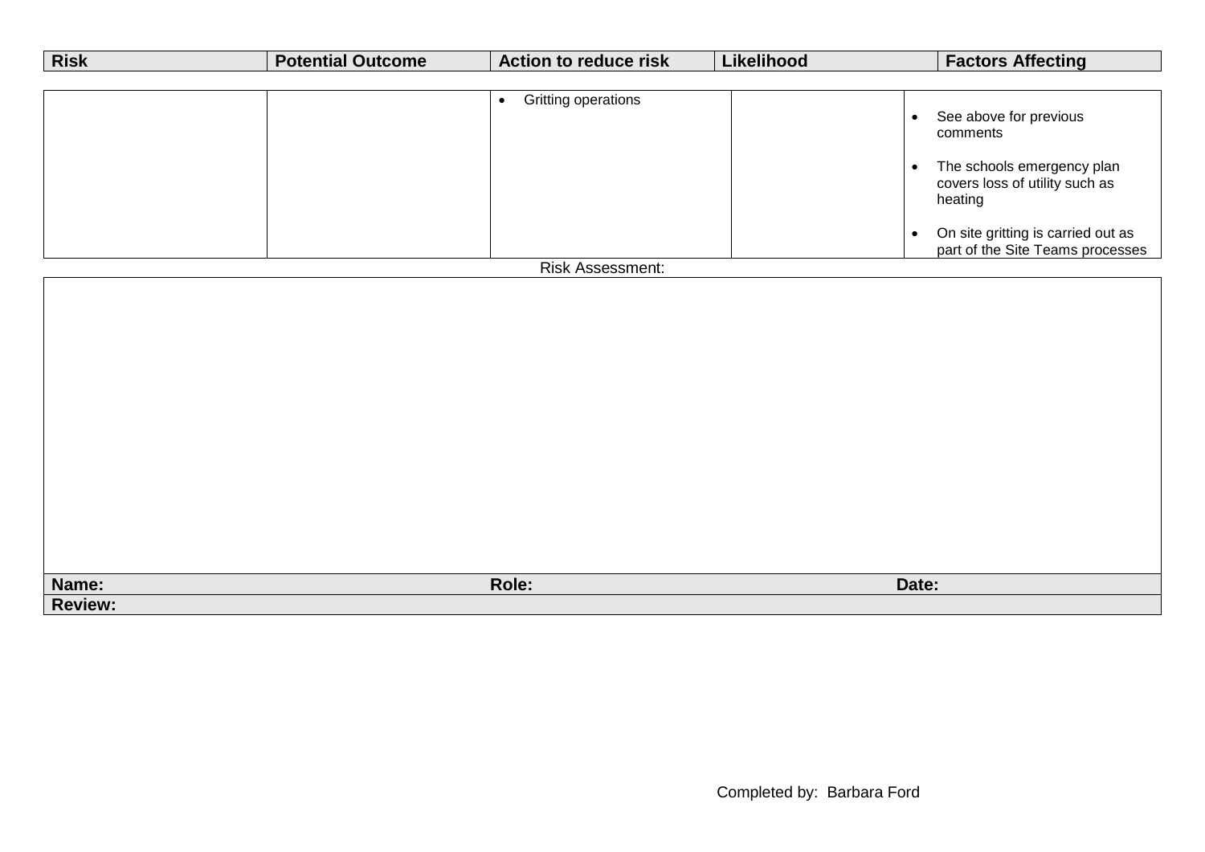| Risk | Potential Outcome | Action to reduce risk | Likelihood | Factors Affecting |
|---|---|---|---|---|
| | | • Gritting operations | | • See above for previous comments<br>• The schools emergency plan covers loss of utility such as heating<br>• On site gritting is carried out as part of the Site Teams processes |

Risk Assessment:

| Name: | Role: | Date: |
|---|---|---|
| **Review:** | | |

Completed by: Barbara Ford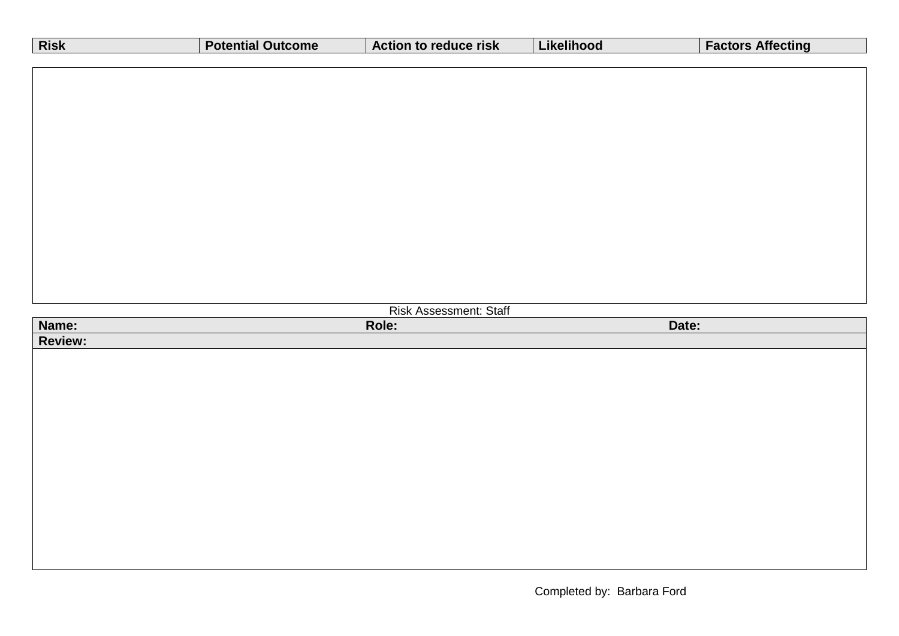| Risk | Potential Outcome | Action to reduce risk | Likelihood | Factors Affecting |
|---|---|---|---|---|
| | | | | |

Risk Assessment: Staff

| Name: | Role: | Date: |
|---|---|---|
| **Review:** | | |
| | | |

Completed by: Barbara Ford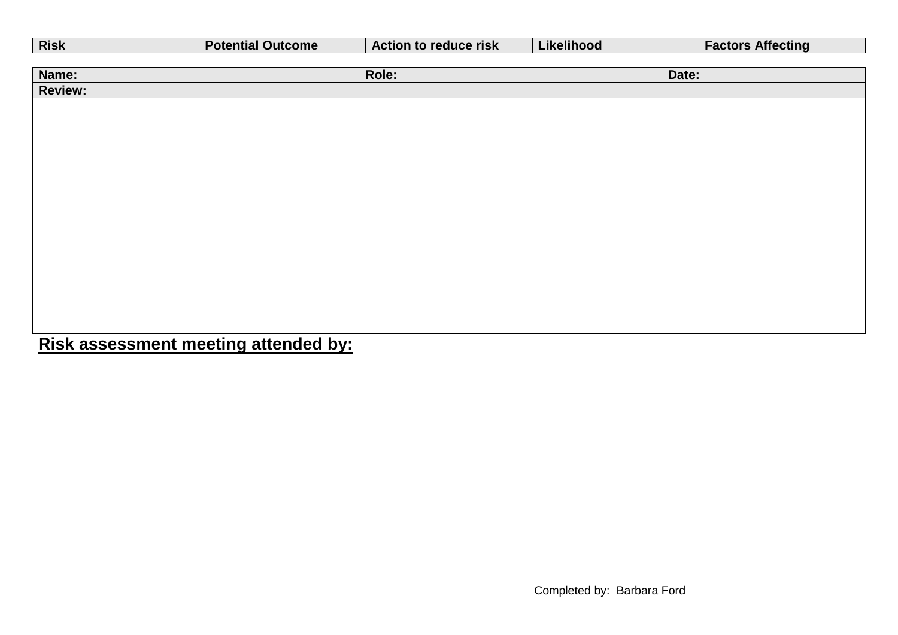| Risk | Potential Outcome | Action to reduce risk | Likelihood | Factors Affecting |
|---|---|---|---|---|

| Name: | Role: | Date: |
|---|---|---|
| **Review:** | | |
| | | |

## Risk assessment meeting attended by:

Completed by: Barbara Ford